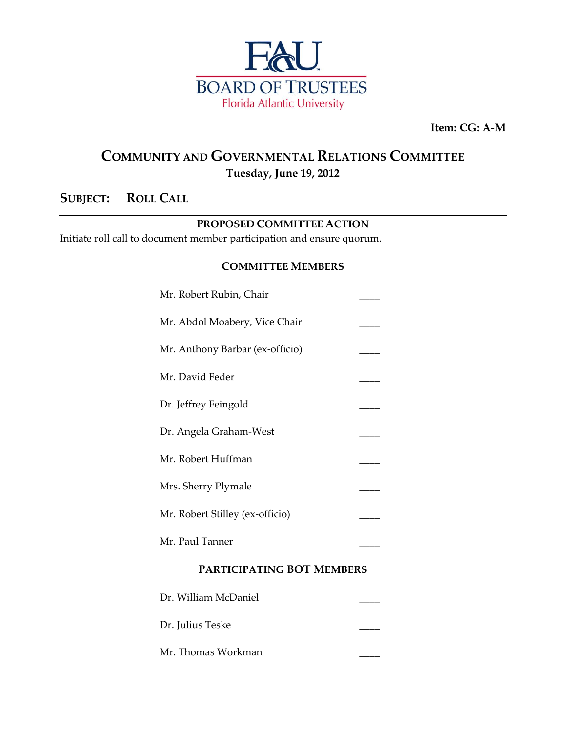**FAU BOARD OF TRUSTEES**
Florida Atlantic University

**Item: CG: A-M**

# COMMUNITY AND GOVERNMENTAL RELATIONS COMMITTEE

**Tuesday, June 19, 2012**

## SUBJECT: ROLL CALL

### PROPOSED COMMITTEE ACTION

Initiate roll call to document member participation and ensure quorum.

### COMMITTEE MEMBERS

| | |
|---|---|
| Mr. Robert Rubin, Chair | ____ |
| Mr. Abdol Moabery, Vice Chair | ____ |
| Mr. Anthony Barbar (ex-officio) | ____ |
| Mr. David Feder | ____ |
| Dr. Jeffrey Feingold | ____ |
| Dr. Angela Graham-West | ____ |
| Mr. Robert Huffman | ____ |
| Mrs. Sherry Plymale | ____ |
| Mr. Robert Stilley (ex-officio) | ____ |
| Mr. Paul Tanner | ____ |

### PARTICIPATING BOT MEMBERS

| | |
|---|---|
| Dr. William McDaniel | ____ |
| Dr. Julius Teske | ____ |
| Mr. Thomas Workman | ____ |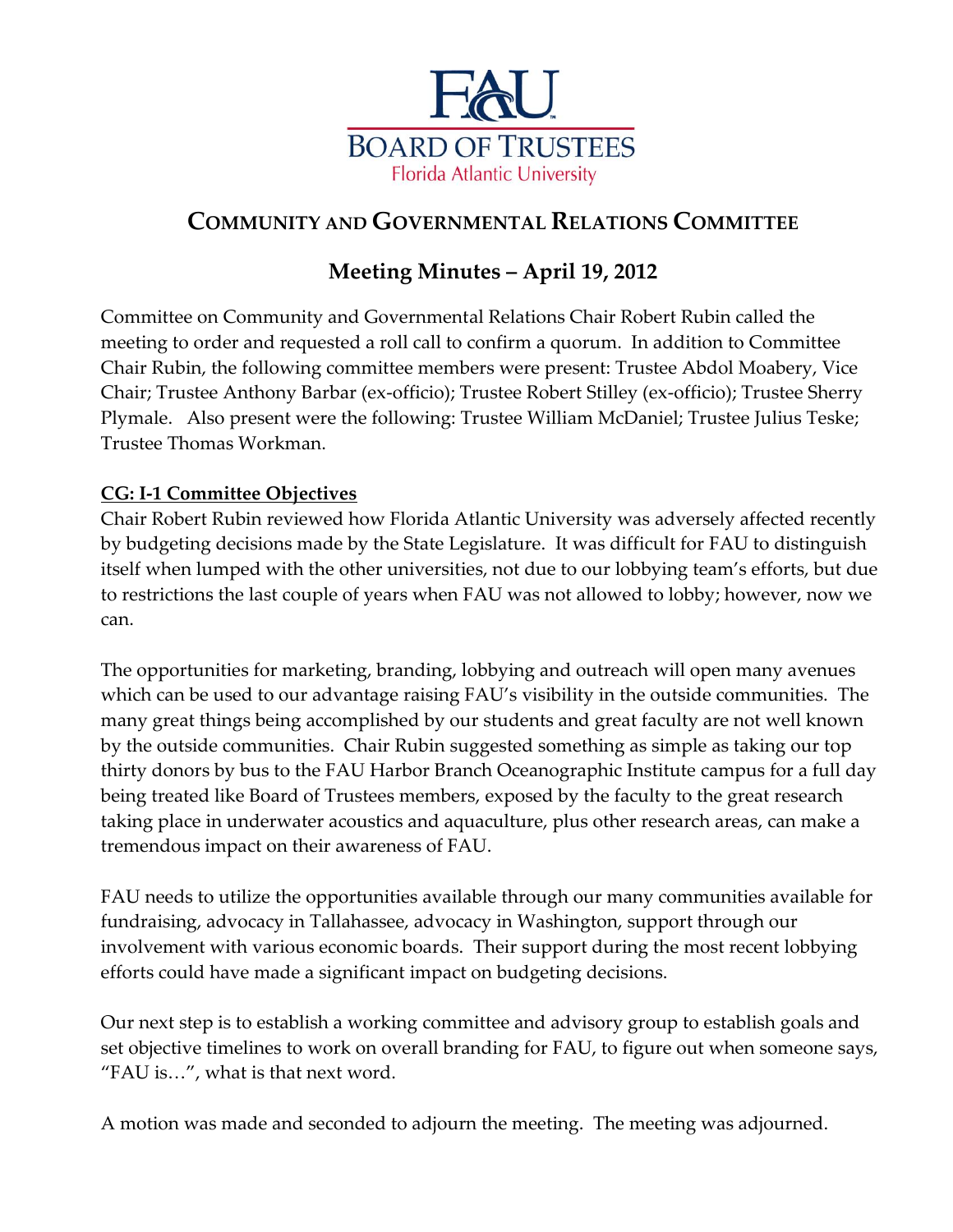# BOARD OF TRUSTEES

Florida Atlantic University

## COMMUNITY AND GOVERNMENTAL RELATIONS COMMITTEE

## Meeting Minutes – April 19, 2012

Committee on Community and Governmental Relations Chair Robert Rubin called the meeting to order and requested a roll call to confirm a quorum. In addition to Committee Chair Rubin, the following committee members were present: Trustee Abdol Moabery, Vice Chair; Trustee Anthony Barbar (ex-officio); Trustee Robert Stilley (ex-officio); Trustee Sherry Plymale. Also present were the following: Trustee William McDaniel; Trustee Julius Teske; Trustee Thomas Workman.

**CG: I-1 Committee Objectives**

Chair Robert Rubin reviewed how Florida Atlantic University was adversely affected recently by budgeting decisions made by the State Legislature. It was difficult for FAU to distinguish itself when lumped with the other universities, not due to our lobbying team's efforts, but due to restrictions the last couple of years when FAU was not allowed to lobby; however, now we can.

The opportunities for marketing, branding, lobbying and outreach will open many avenues which can be used to our advantage raising FAU's visibility in the outside communities. The many great things being accomplished by our students and great faculty are not well known by the outside communities. Chair Rubin suggested something as simple as taking our top thirty donors by bus to the FAU Harbor Branch Oceanographic Institute campus for a full day being treated like Board of Trustees members, exposed by the faculty to the great research taking place in underwater acoustics and aquaculture, plus other research areas, can make a tremendous impact on their awareness of FAU.

FAU needs to utilize the opportunities available through our many communities available for fundraising, advocacy in Tallahassee, advocacy in Washington, support through our involvement with various economic boards. Their support during the most recent lobbying efforts could have made a significant impact on budgeting decisions.

Our next step is to establish a working committee and advisory group to establish goals and set objective timelines to work on overall branding for FAU, to figure out when someone says, "FAU is…", what is that next word.

A motion was made and seconded to adjourn the meeting. The meeting was adjourned.